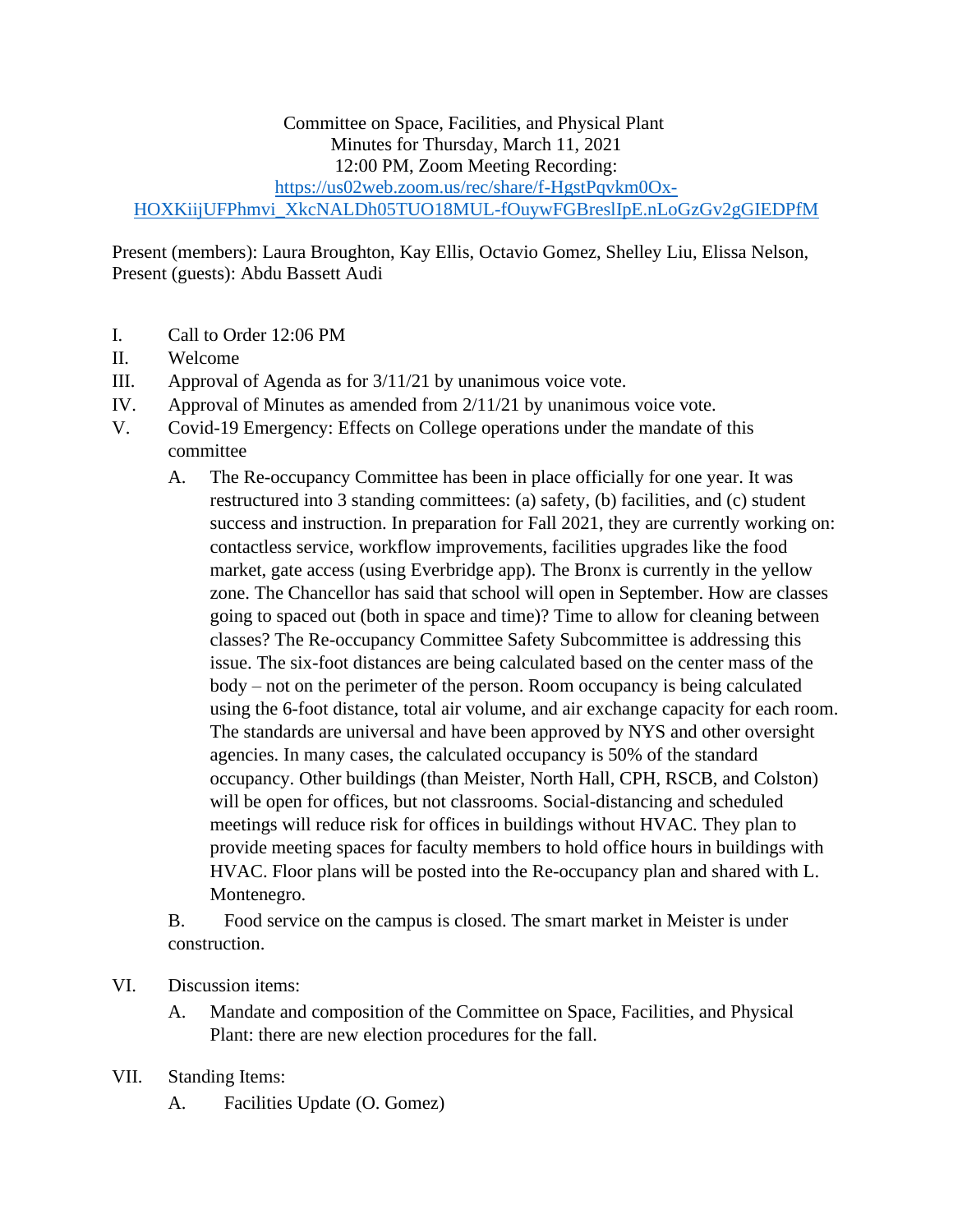Committee on Space, Facilities, and Physical Plant
Minutes for Thursday, March 11, 2021
12:00 PM, Zoom Meeting Recording:
https://us02web.zoom.us/rec/share/f-HgstPqvkm0Ox-HOXKiijUFPhmvi_XkcNALDh05TUO18MUL-fOuywFGBreslIpE.nLoGzGv2gGIEDPfM

Present (members): Laura Broughton, Kay Ellis, Octavio Gomez, Shelley Liu, Elissa Nelson,
Present (guests): Abdu Bassett Audi

I. Call to Order 12:06 PM

II. Welcome

III. Approval of Agenda as for 3/11/21 by unanimous voice vote.

IV. Approval of Minutes as amended from 2/11/21 by unanimous voice vote.

V. Covid-19 Emergency: Effects on College operations under the mandate of this committee

   A. The Re-occupancy Committee has been in place officially for one year. It was restructured into 3 standing committees: (a) safety, (b) facilities, and (c) student success and instruction. In preparation for Fall 2021, they are currently working on: contactless service, workflow improvements, facilities upgrades like the food market, gate access (using Everbridge app). The Bronx is currently in the yellow zone. The Chancellor has said that school will open in September. How are classes going to spaced out (both in space and time)? Time to allow for cleaning between classes? The Re-occupancy Committee Safety Subcommittee is addressing this issue. The six-foot distances are being calculated based on the center mass of the body – not on the perimeter of the person. Room occupancy is being calculated using the 6-foot distance, total air volume, and air exchange capacity for each room. The standards are universal and have been approved by NYS and other oversight agencies. In many cases, the calculated occupancy is 50% of the standard occupancy. Other buildings (than Meister, North Hall, CPH, RSCB, and Colston) will be open for offices, but not classrooms. Social-distancing and scheduled meetings will reduce risk for offices in buildings without HVAC. They plan to provide meeting spaces for faculty members to hold office hours in buildings with HVAC. Floor plans will be posted into the Re-occupancy plan and shared with L. Montenegro.

   B. Food service on the campus is closed. The smart market in Meister is under construction.

VI. Discussion items:

   A. Mandate and composition of the Committee on Space, Facilities, and Physical Plant: there are new election procedures for the fall.

VII. Standing Items:

   A. Facilities Update (O. Gomez)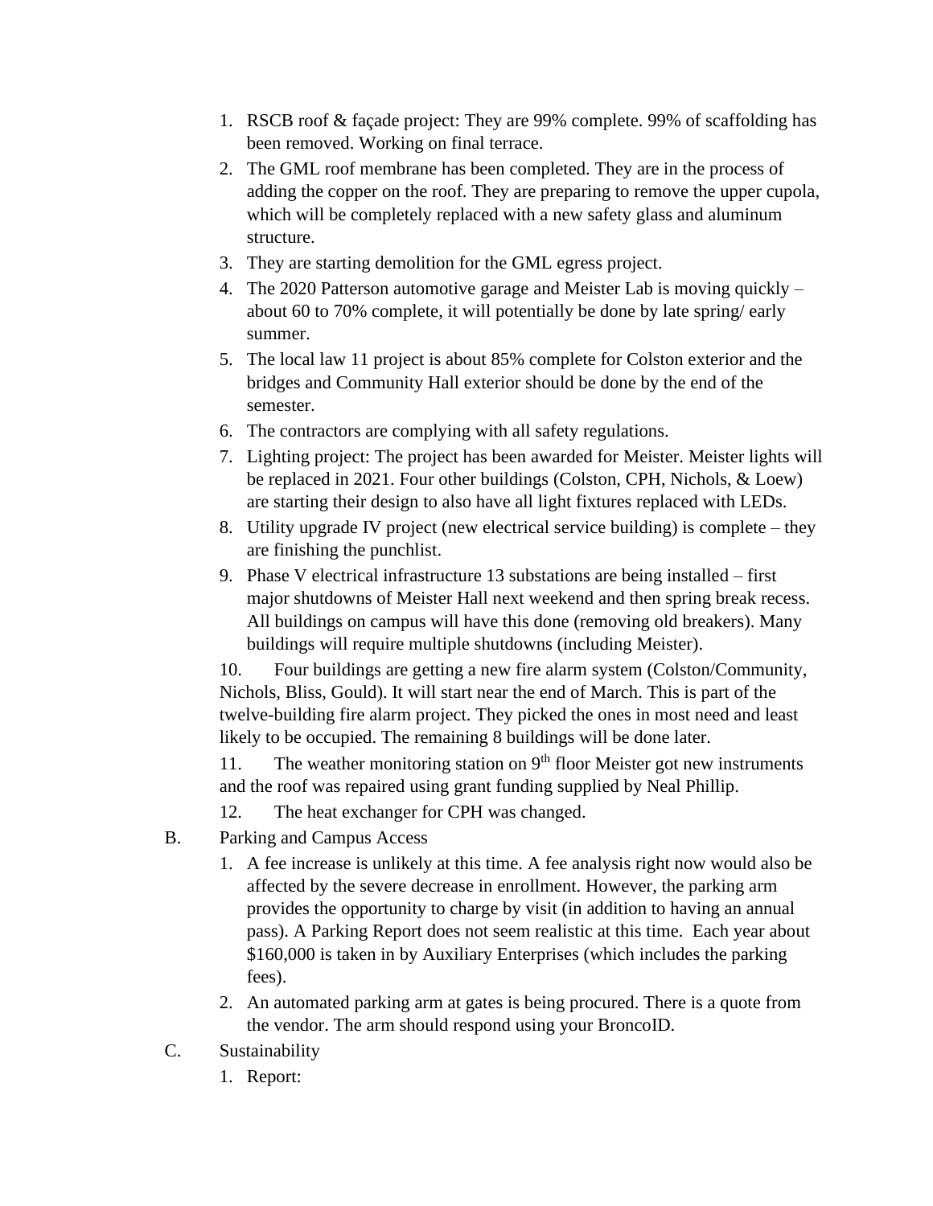1. RSCB roof & façade project: They are 99% complete. 99% of scaffolding has been removed. Working on final terrace.
2. The GML roof membrane has been completed. They are in the process of adding the copper on the roof. They are preparing to remove the upper cupola, which will be completely replaced with a new safety glass and aluminum structure.
3. They are starting demolition for the GML egress project.
4. The 2020 Patterson automotive garage and Meister Lab is moving quickly – about 60 to 70% complete, it will potentially be done by late spring/ early summer.
5. The local law 11 project is about 85% complete for Colston exterior and the bridges and Community Hall exterior should be done by the end of the semester.
6. The contractors are complying with all safety regulations.
7. Lighting project: The project has been awarded for Meister. Meister lights will be replaced in 2021. Four other buildings (Colston, CPH, Nichols, & Loew) are starting their design to also have all light fixtures replaced with LEDs.
8. Utility upgrade IV project (new electrical service building) is complete – they are finishing the punchlist.
9. Phase V electrical infrastructure 13 substations are being installed – first major shutdowns of Meister Hall next weekend and then spring break recess. All buildings on campus will have this done (removing old breakers). Many buildings will require multiple shutdowns (including Meister).
10. Four buildings are getting a new fire alarm system (Colston/Community, Nichols, Bliss, Gould). It will start near the end of March. This is part of the twelve-building fire alarm project. They picked the ones in most need and least likely to be occupied. The remaining 8 buildings will be done later.
11. The weather monitoring station on 9th floor Meister got new instruments and the roof was repaired using grant funding supplied by Neal Phillip.
12. The heat exchanger for CPH was changed.

B. Parking and Campus Access

1. A fee increase is unlikely at this time. A fee analysis right now would also be affected by the severe decrease in enrollment. However, the parking arm provides the opportunity to charge by visit (in addition to having an annual pass). A Parking Report does not seem realistic at this time. Each year about $160,000 is taken in by Auxiliary Enterprises (which includes the parking fees).
2. An automated parking arm at gates is being procured. There is a quote from the vendor. The arm should respond using your BroncoID.

C. Sustainability

1. Report: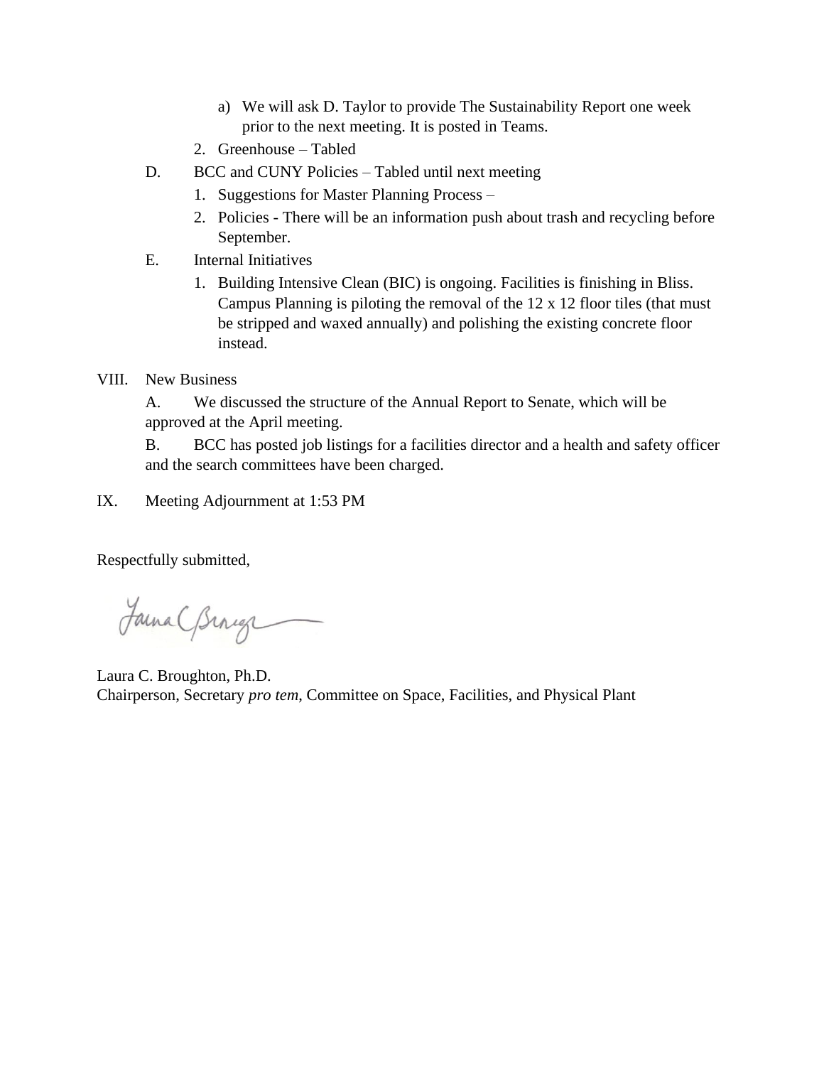a) We will ask D. Taylor to provide The Sustainability Report one week prior to the next meeting. It is posted in Teams.

2. Greenhouse – Tabled

D. BCC and CUNY Policies – Tabled until next meeting

1. Suggestions for Master Planning Process –
2. Policies - There will be an information push about trash and recycling before September.

E. Internal Initiatives

1. Building Intensive Clean (BIC) is ongoing. Facilities is finishing in Bliss. Campus Planning is piloting the removal of the 12 x 12 floor tiles (that must be stripped and waxed annually) and polishing the existing concrete floor instead.

VIII. New Business

A. We discussed the structure of the Annual Report to Senate, which will be approved at the April meeting.

B. BCC has posted job listings for a facilities director and a health and safety officer and the search committees have been charged.

IX. Meeting Adjournment at 1:53 PM

Respectfully submitted,

Laura C. Broughton, Ph.D.
Chairperson, Secretary *pro tem*, Committee on Space, Facilities, and Physical Plant